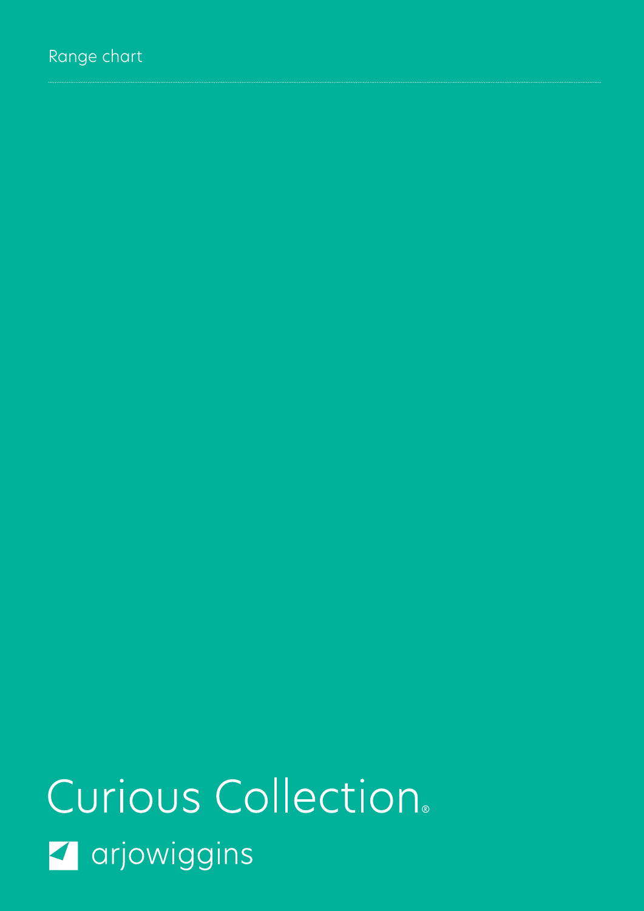Range chart

# Curious Collection®

arjowiggins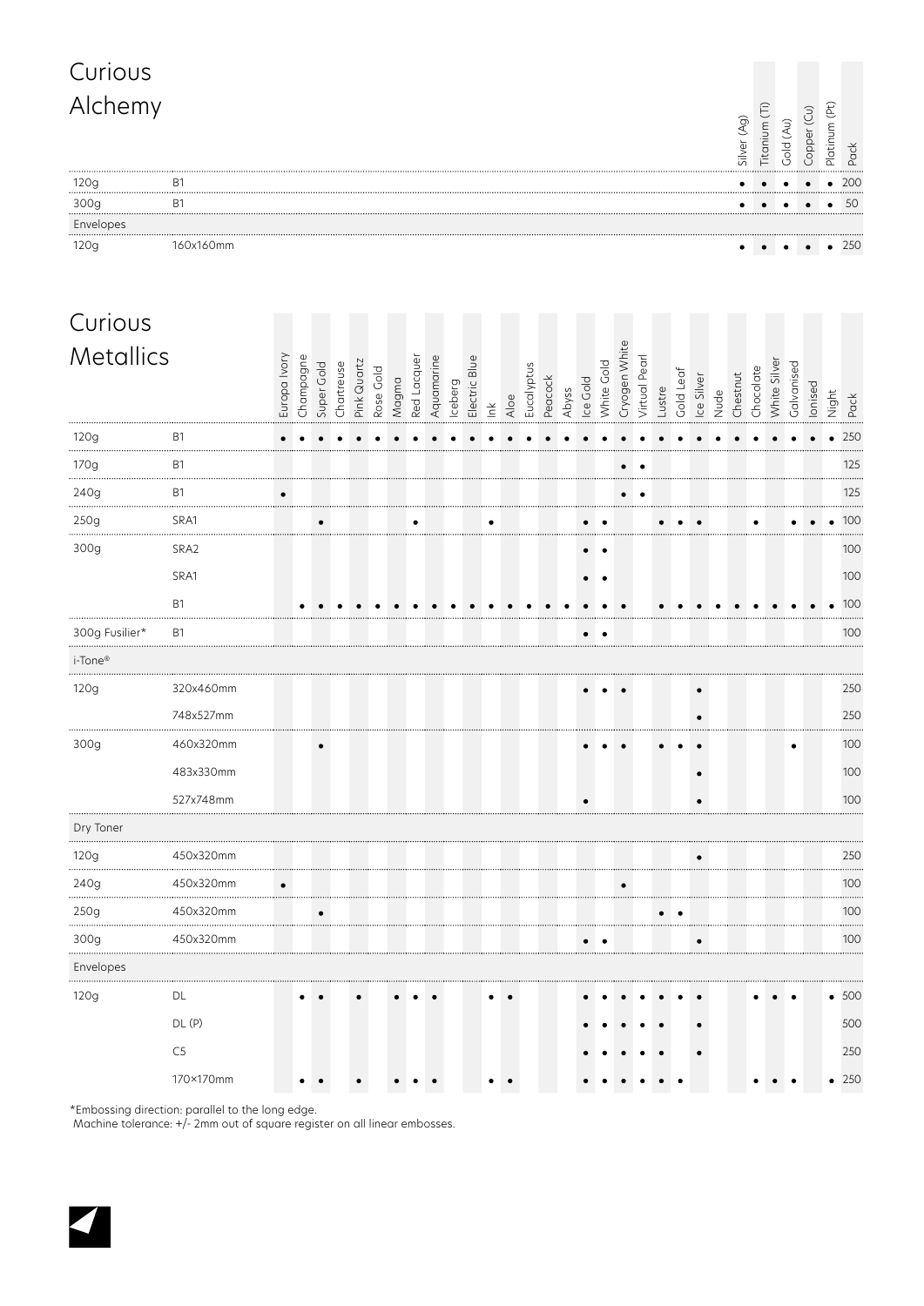# Curious Alchemy

| | | Silver (Ag) | Titanium (Ti) | Gold (Au) | Copper (Cu) | Platinum (Pt) | Pack |
|---|---|---|---|---|---|---|---|
| 120g | B1 | • | • | • | • | • | 200 |
| 300g | B1 | • | • | • | • | • | 50 |
| Envelopes | | | | | | | |
| 120g | 160x160mm | • | • | • | • | • | 250 |

# Curious Metallics

| | | Europa Ivory | Champagne | Super Gold | Chartreuse | Pink Quartz | Rose Gold | Magma | Red Lacquer | Aquamarine | Iceberg | Electric Blue | Ink | Aloe | Eucalyptus | Peacock | Abyss | Ice Gold | White Gold | Cryogen White | Virtual Pearl | Lustre | Gold Leaf | Ice Silver | Nude | Chestnut | Chocolate | White Silver | Galvanised | Ionised | Night | Pack |
|---|---|---|---|---|---|---|---|---|---|---|---|---|---|---|---|---|---|---|---|---|---|---|---|---|---|---|---|---|---|---|---|---|
| 120g | B1 | • | • | • | • | • | • | • | • | • | • | • | • | • | • | • | • | • | • | • | • | • | • | • | • | • | • | • | • | • | • | 250 |
| 170g | B1 | | | | | | | | | | | | | | | | | | | • | • | | | | | | | | | | | 125 |
| 240g | B1 | • | | | | | | | | | | | | | | | | | | • | • | | | | | | | | | | | 125 |
| 250g | SRA1 | | | • | | | | | • | | | | • | | | | | • | • | | | • | • | • | | | • | | • | • | • | 100 |
| 300g | SRA2 | | | | | | | | | | | | | | | | | • | • | | | | | | | | | | | | | 100 |
| | SRA1 | | | | | | | | | | | | | | | | | • | • | | | | | | | | | | | | | 100 |
| | B1 | | • | • | • | • | • | • | • | • | • | • | • | • | • | • | • | • | • | • | | • | • | • | • | • | • | • | • | • | • | 100 |
| 300g Fusilier* | B1 | | | | | | | | | | | | | | | | | • | • | | | | | | | | | | | | | 100 |
| i-Tone® | | | | | | | | | | | | | | | | | | | | | | | | | | | | | | | | |
| 120g | 320x460mm | | | | | | | | | | | | | | | | | • | • | • | | | | • | | | | | | | | 250 |
| | 748x527mm | | | | | | | | | | | | | | | | | | | | | | | • | | | | | | | | 250 |
| 300g | 460x320mm | | | • | | | | | | | | | | | | | | • | • | • | | • | • | • | | | | | • | | | 100 |
| | 483x330mm | | | | | | | | | | | | | | | | | | | | | | | • | | | | | | | | 100 |
| | 527x748mm | | | | | | | | | | | | | | | | | • | | | | | | • | | | | | | | | 100 |
| Dry Toner | | | | | | | | | | | | | | | | | | | | | | | | | | | | | | | | |
| 120g | 450x320mm | | | | | | | | | | | | | | | | | | | | | | | • | | | | | | | | 250 |
| 240g | 450x320mm | • | | | | | | | | | | | | | | | | | | • | | | | | | | | | | | | 100 |
| 250g | 450x320mm | | | • | | | | | | | | | | | | | | | | | | • | • | | | | | | | | | 100 |
| 300g | 450x320mm | | | | | | | | | | | | | | | | | • | • | | | | | • | | | | | | | | 100 |
| Envelopes | | | | | | | | | | | | | | | | | | | | | | | | | | | | | | | | |
| 120g | DL | | • | • | | • | | • | • | • | | | • | • | | | | • | • | • | • | • | • | • | | | • | • | • | | • | 500 |
| | DL (P) | | | | | | | | | | | | | | | | | • | • | • | • | • | | • | | | | | | | | 500 |
| | C5 | | | | | | | | | | | | | | | | | • | • | • | • | • | | • | | | | | | | | 250 |
| | 170×170mm | | • | • | | • | | • | • | • | | | • | • | | | | • | • | • | • | • | • | | | | • | • | • | | • | 250 |

*Embossing direction: parallel to the long edge.
Machine tolerance: +/- 2mm out of square register on all linear embosses.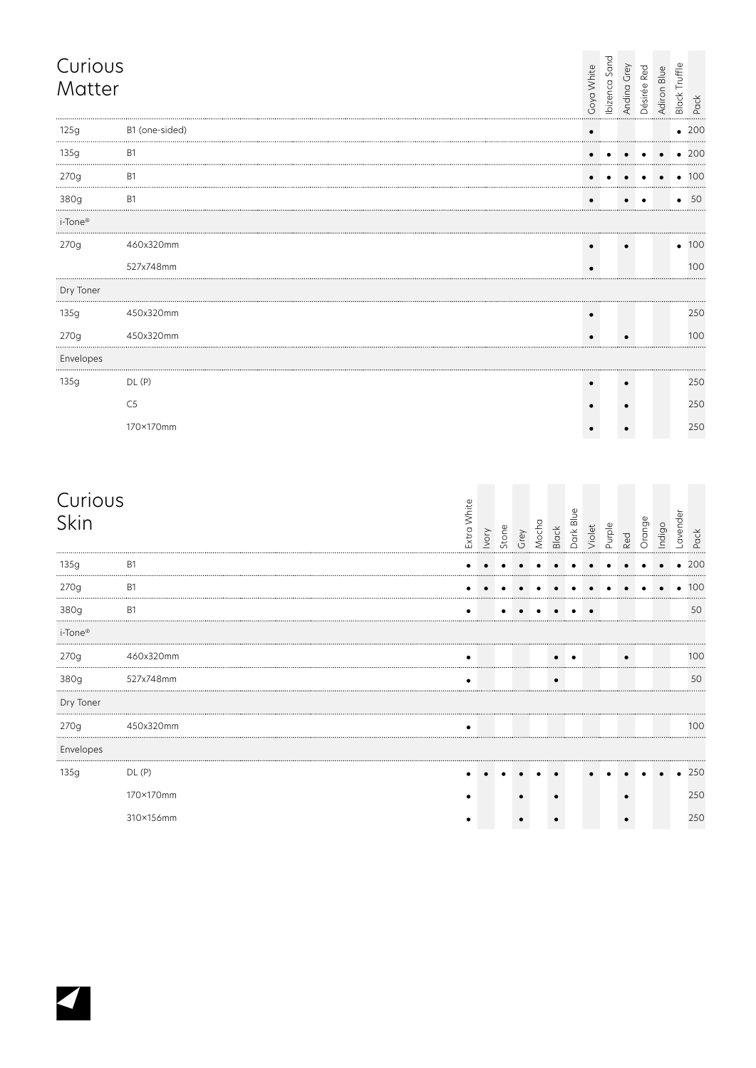## Curious Matter

| | | Goya White | Ibizenca Sand | Andina Grey | Désirée Red | Adiron Blue | Black Truffle | Pack |
|---|---|---|---|---|---|---|---|---|
| 125g | B1 (one-sided) | • | | | | | • | 200 |
| 135g | B1 | • | • | • | • | • | • | 200 |
| 270g | B1 | • | • | • | • | • | • | 100 |
| 380g | B1 | • | | • | • | | • | 50 |
| i-Tone® | | | | | | | | |
| 270g | 460x320mm | • | | • | | | • | 100 |
| | 527x748mm | • | | | | | | 100 |
| Dry Toner | | | | | | | | |
| 135g | 450x320mm | • | | | | | | 250 |
| 270g | 450x320mm | • | | • | | | | 100 |
| Envelopes | | | | | | | | |
| 135g | DL (P) | • | | • | | | | 250 |
| | C5 | • | | • | | | | 250 |
| | 170×170mm | • | | • | | | | 250 |

## Curious Skin

| | | Extra White | Ivory | Stone | Grey | Mocha | Black | Dark Blue | Violet | Purple | Red | Orange | Indigo | Lavender | Pack |
|---|---|---|---|---|---|---|---|---|---|---|---|---|---|---|---|
| 135g | B1 | • | • | • | • | • | • | • | • | • | • | • | • | • | 200 |
| 270g | B1 | • | • | • | • | • | • | • | • | • | • | • | • | • | 100 |
| 380g | B1 | • | | • | • | • | • | • | • | | | | | | 50 |
| i-Tone® | | | | | | | | | | | | | | | |
| 270g | 460x320mm | • | | | | | • | • | | | • | | | | 100 |
| 380g | 527x748mm | • | | | | | • | | | | | | | | 50 |
| Dry Toner | | | | | | | | | | | | | | | |
| 270g | 450x320mm | • | | | | | | | | | | | | | 100 |
| Envelopes | | | | | | | | | | | | | | | |
| 135g | DL (P) | • | • | • | • | • | • | | • | • | • | • | • | • | 250 |
| | 170×170mm | • | | | • | | • | | | | • | | | | 250 |
| | 310×156mm | • | | | • | | • | | | | • | | | | 250 |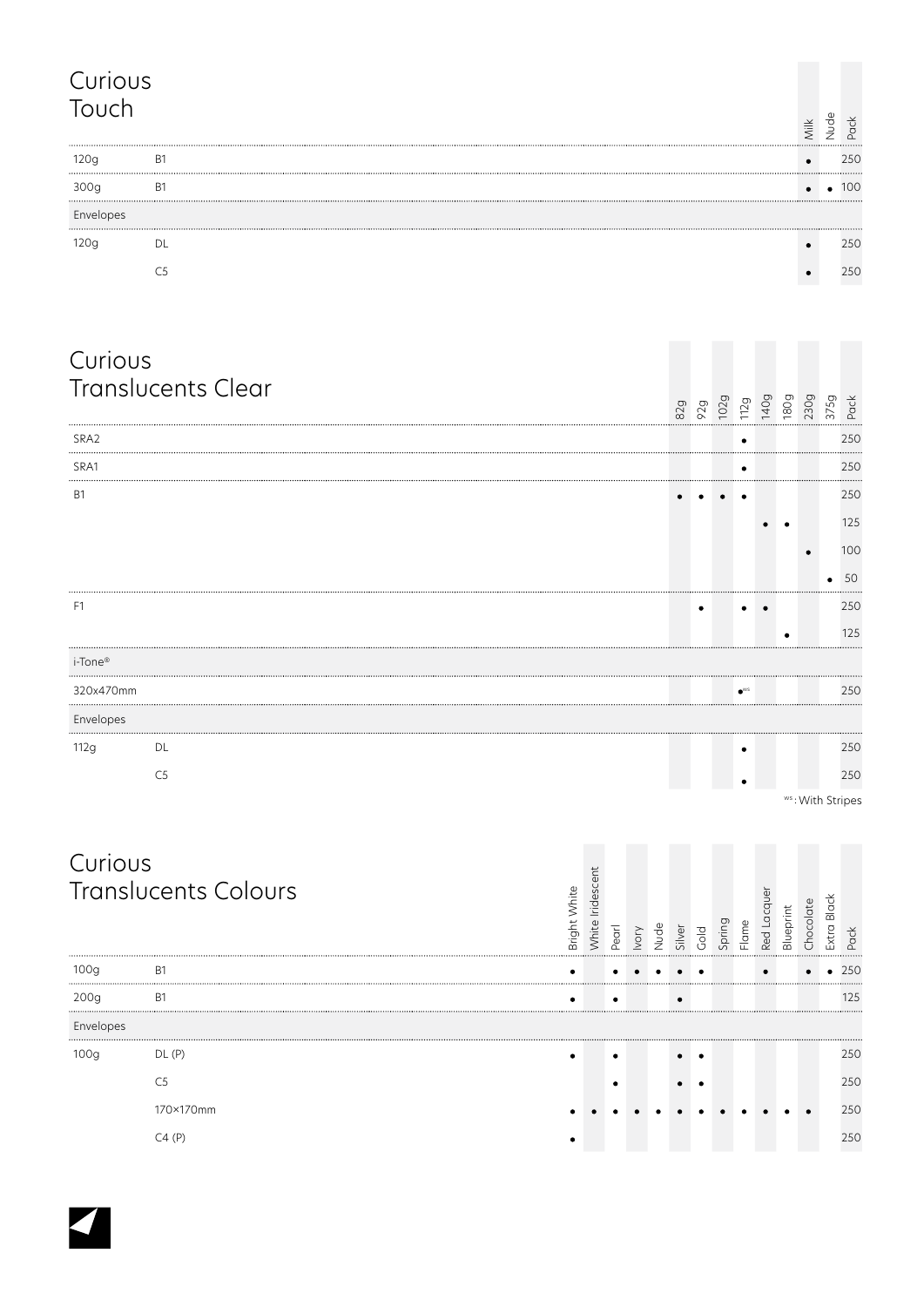## Curious Touch

| | | Milk | Nude | Pack |
|---|---|---|---|---|
| 120g | B1 | • | | 250 |
| 300g | B1 | • | • | 100 |
| Envelopes | | | | |
| 120g | DL | • | | 250 |
| | C5 | • | | 250 |

## Curious Translucents Clear

| | | 82g | 92g | 102g | 112g | 140g | 180g | 230g | 375g | Pack |
|---|---|---|---|---|---|---|---|---|---|---|
| SRA2 | | | | | • | | | | | 250 |
| SRA1 | | | | | • | | | | | 250 |
| B1 | | • | • | • | • | | | | | 250 |
| | | | | | | • | • | | | 125 |
| | | | | | | | | • | | 100 |
| | | | | | | | | | • | 50 |
| F1 | | | • | | • | • | | | | 250 |
| | | | | | | | • | | | 125 |
| i-Tone® | | | | | | | | | | |
| 320x470mm | | | | | •[WS] | | | | | 250 |
| Envelopes | | | | | | | | | | |
| 112g | DL | | | | • | | | | | 250 |
| | C5 | | | | • | | | | | 250 |

WS: With Stripes

## Curious Translucents Colours

| | | Bright White | White Iridescent | Pearl | Ivory | Nude | Silver | Gold | Spring | Flame | Red Lacquer | Blueprint | Chocolate | Extra Black | Pack |
|---|---|---|---|---|---|---|---|---|---|---|---|---|---|---|---|
| 100g | B1 | • | | • | • | • | • | • | | | • | | • | • | 250 |
| 200g | B1 | • | | • | | | • | | | | | | | | 125 |
| Envelopes | | | | | | | | | | | | | | | |
| 100g | DL (P) | • | | • | | | • | • | | | | | | | 250 |
| | C5 | | | • | | | • | • | | | | | | | 250 |
| | 170×170mm | • | • | • | • | • | • | • | • | • | • | • | • | | 250 |
| | C4 (P) | • | | | | | | | | | | | | | 250 |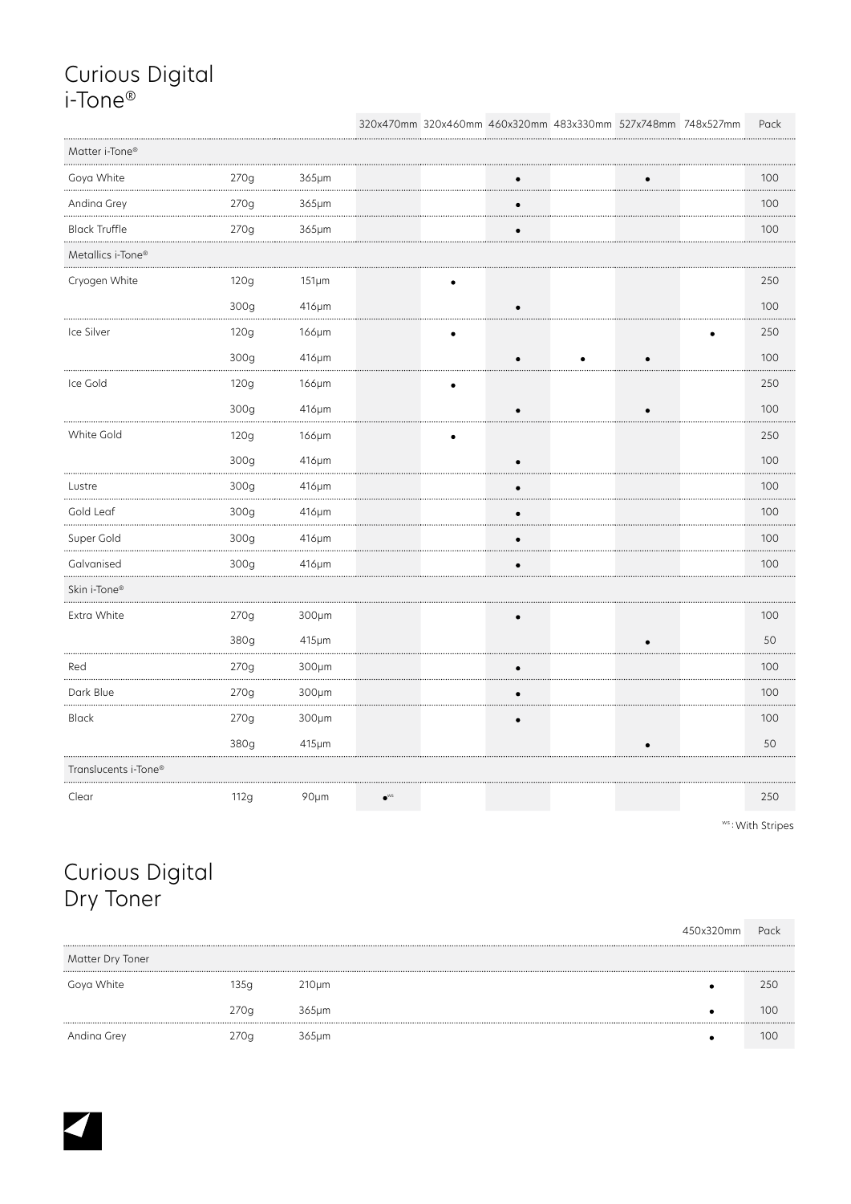# Curious Digital i-Tone®

| | | | 320x470mm | 320x460mm | 460x320mm | 483x330mm | 527x748mm | 748x527mm | Pack |
|---|---|---|---|---|---|---|---|---|---|
| Matter i-Tone® | | | | | | | | | |
| Goya White | 270g | 365µm | | | • | | • | | 100 |
| Andina Grey | 270g | 365µm | | | • | | | | 100 |
| Black Truffle | 270g | 365µm | | | • | | | | 100 |
| Metallics i-Tone® | | | | | | | | | |
| Cryogen White | 120g | 151µm | | • | | | | | 250 |
| | 300g | 416µm | | | • | | | | 100 |
| Ice Silver | 120g | 166µm | | • | | | | • | 250 |
| | 300g | 416µm | | | • | • | • | | 100 |
| Ice Gold | 120g | 166µm | | • | | | | | 250 |
| | 300g | 416µm | | | • | | • | | 100 |
| White Gold | 120g | 166µm | | • | | | | | 250 |
| | 300g | 416µm | | | • | | | | 100 |
| Lustre | 300g | 416µm | | | • | | | | 100 |
| Gold Leaf | 300g | 416µm | | | • | | | | 100 |
| Super Gold | 300g | 416µm | | | • | | | | 100 |
| Galvanised | 300g | 416µm | | | • | | | | 100 |
| Skin i-Tone® | | | | | | | | | |
| Extra White | 270g | 300µm | | | • | | | | 100 |
| | 380g | 415µm | | | | | • | | 50 |
| Red | 270g | 300µm | | | • | | | | 100 |
| Dark Blue | 270g | 300µm | | | • | | | | 100 |
| Black | 270g | 300µm | | | • | | | | 100 |
| | 380g | 415µm | | | | | • | | 50 |
| Translucents i-Tone® | | | | | | | | | |
| Clear | 112g | 90µm | •[ws] | | | | | | 250 |

[ws]: With Stripes

# Curious Digital Dry Toner

| | | | 450x320mm | Pack |
|---|---|---|---|---|
| Matter Dry Toner | | | | |
| Goya White | 135g | 210µm | • | 250 |
| | 270g | 365µm | • | 100 |
| Andina Grey | 270g | 365µm | • | 100 |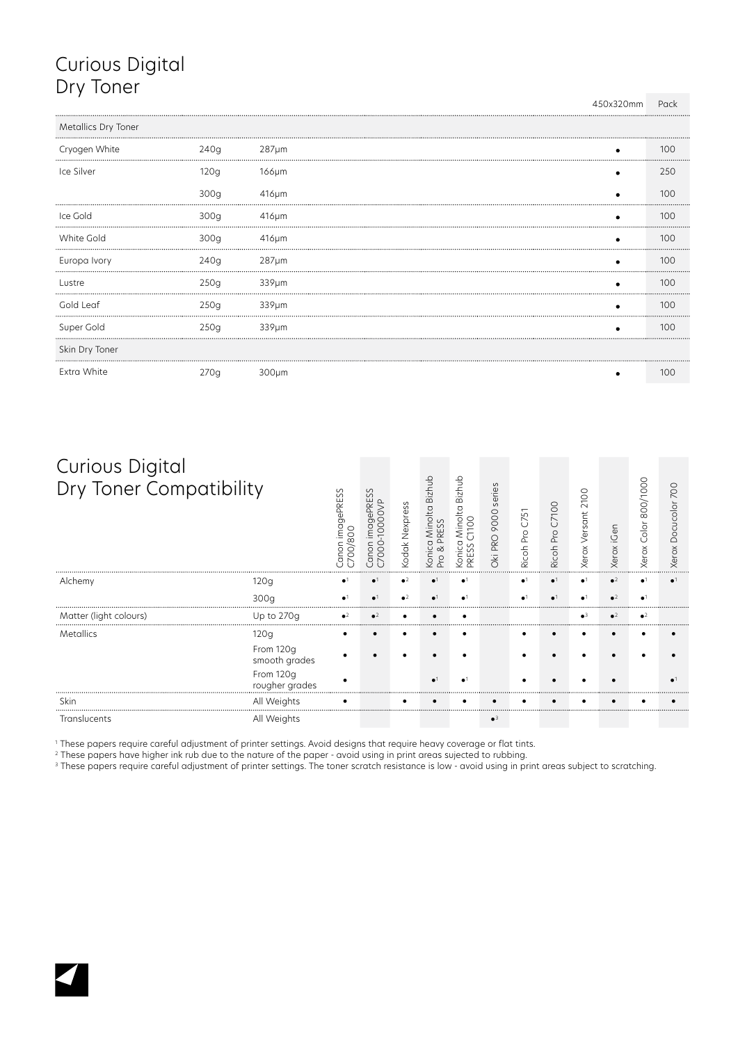# Curious Digital Dry Toner

| | | | 450x320mm | Pack |
|---|---|---|---|---|
| **Metallics Dry Toner** | | | | |
| Cryogen White | 240g | 287µm | • | 100 |
| Ice Silver | 120g | 166µm | • | 250 |
| | 300g | 416µm | • | 100 |
| Ice Gold | 300g | 416µm | • | 100 |
| White Gold | 300g | 416µm | • | 100 |
| Europa Ivory | 240g | 287µm | • | 100 |
| Lustre | 250g | 339µm | • | 100 |
| Gold Leaf | 250g | 339µm | • | 100 |
| Super Gold | 250g | 339µm | • | 100 |
| **Skin Dry Toner** | | | | |
| Extra White | 270g | 300µm | • | 100 |

# Curious Digital Dry Toner Compatibility

| | | Canon imagePRESS C700/800 | Canon imagePRESS C7000-10000VP | Kodak Nexpress | Konica Minolta Bizhub Pro & PRESS | Konica Minolta Bizhub PRESS C1100 | Oki PRO 9000 series | Ricoh Pro C751 | Ricoh Pro C7100 | Xerox Versant 2100 | Xerox iGen | Xerox Color 800/1000 | Xerox Docucolor 700 |
|---|---|---|---|---|---|---|---|---|---|---|---|---|---|
| Alchemy | 120g | •[1] | •[1] | •[2] | •[1] | •[1] | | •[1] | •[1] | •[1] | •[2] | •[1] | •[1] |
| | 300g | •[1] | •[1] | •[2] | •[1] | •[1] | | •[1] | •[1] | •[1] | •[2] | •[1] | |
| Matter (light colours) | Up to 270g | •[2] | •[2] | • | • | • | | | | •[3] | •[2] | •[2] | |
| Metallics | 120g | • | • | • | • | • | | • | • | • | • | • | • |
| | From 120g smooth grades | • | • | • | • | • | | • | • | • | • | • | • |
| | From 120g rougher grades | • | | | •[1] | •[1] | | • | • | • | • | | •[1] |
| Skin | All Weights | • | | • | • | • | • | • | • | • | • | • | • |
| Translucents | All Weights | | | | | | •[3] | | | | | | |

[1] These papers require careful adjustment of printer settings. Avoid designs that require heavy coverage or flat tints.
[2] These papers have higher ink rub due to the nature of the paper - avoid using in print areas sujected to rubbing.
[3] These papers require careful adjustment of printer settings. The toner scratch resistance is low - avoid using in print areas subject to scratching.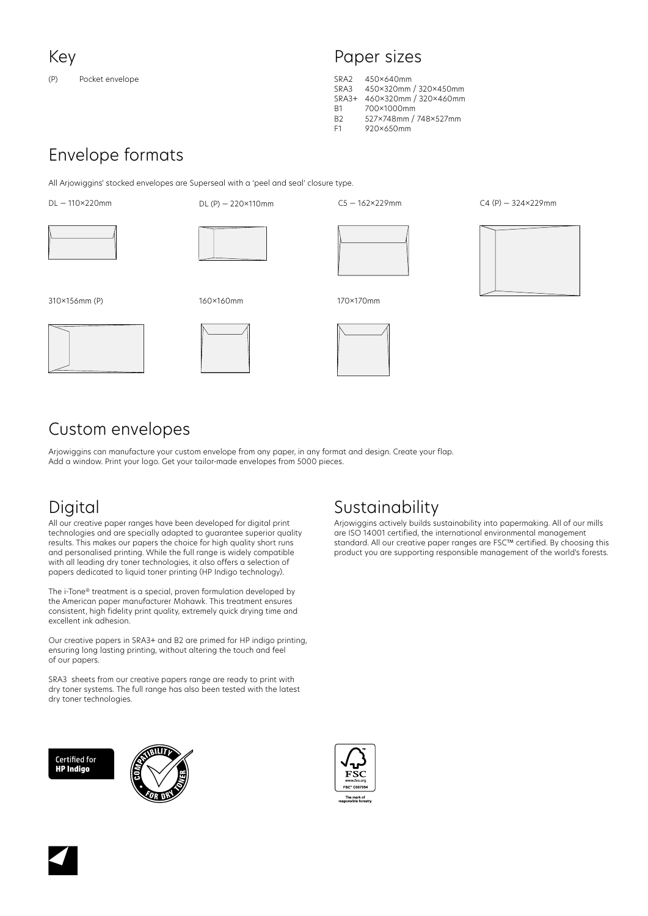## Key

(P) Pocket envelope

## Paper sizes

| | |
|---|---|
| SRA2 | 450×640mm |
| SRA3 | 450×320mm / 320×450mm |
| SRA3+ | 460×320mm / 320×460mm |
| B1 | 700×1000mm |
| B2 | 527×748mm / 748×527mm |
| F1 | 920×650mm |

## Envelope formats

All Arjowiggins' stocked envelopes are Superseal with a 'peel and seal' closure type.

DL — 110×220mm

DL (P) — 220×110mm

C5 — 162×229mm

C4 (P) — 324×229mm

310×156mm (P)

160×160mm

170×170mm

## Custom envelopes

Arjowiggins can manufacture your custom envelope from any paper, in any format and design. Create your flap. Add a window. Print your logo. Get your tailor-made envelopes from 5000 pieces.

## Digital

All our creative paper ranges have been developed for digital print technologies and are specially adapted to guarantee superior quality results. This makes our papers the choice for high quality short runs and personalised printing. While the full range is widely compatible with all leading dry toner technologies, it also offers a selection of papers dedicated to liquid toner printing (HP Indigo technology).

The i-Tone® treatment is a special, proven formulation developed by the American paper manufacturer Mohawk. This treatment ensures consistent, high fidelity print quality, extremely quick drying time and excellent ink adhesion.

Our creative papers in SRA3+ and B2 are primed for HP indigo printing, ensuring long lasting printing, without altering the touch and feel of our papers.

SRA3 sheets from our creative papers range are ready to print with dry toner systems. The full range has also been tested with the latest dry toner technologies.

Certified for **HP Indigo**

COMPATIBILITY FOR DRY TONER

## Sustainability

Arjowiggins actively builds sustainability into papermaking. All of our mills are ISO 14001 certified, the international environmental management standard. All our creative paper ranges are FSC™ certified. By choosing this product you are supporting responsible management of the world's forests.

FSC www.fsc.org FSC® C007054

The mark of responsible forestry